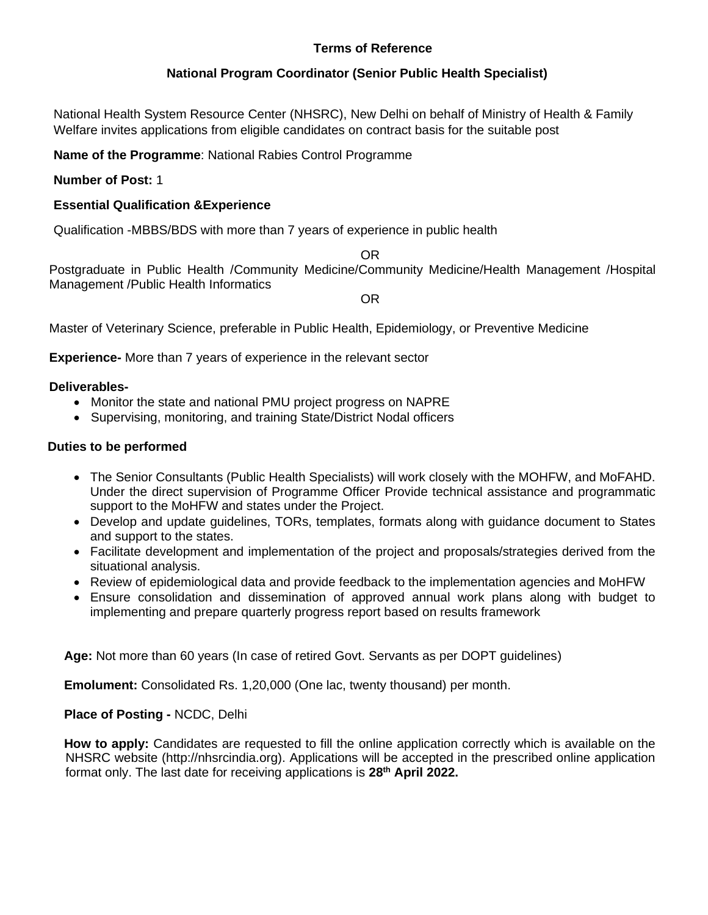**Terms of Reference**

**National Program Coordinator (Senior Public Health Specialist)**

National Health System Resource Center (NHSRC), New Delhi on behalf of Ministry of Health & Family Welfare invites applications from eligible candidates on contract basis for the suitable post

**Name of the Programme**: National Rabies Control Programme

**Number of Post:** 1

**Essential Qualification &Experience**

Qualification -MBBS/BDS with more than 7 years of experience in public health

OR

Postgraduate in Public Health /Community Medicine/Community Medicine/Health Management /Hospital Management /Public Health Informatics

OR

Master of Veterinary Science, preferable in Public Health, Epidemiology, or Preventive Medicine

**Experience-** More than 7 years of experience in the relevant sector

**Deliverables-**

- Monitor the state and national PMU project progress on NAPRE
- Supervising, monitoring, and training State/District Nodal officers

**Duties to be performed**

- The Senior Consultants (Public Health Specialists) will work closely with the MOHFW, and MoFAHD. Under the direct supervision of Programme Officer Provide technical assistance and programmatic support to the MoHFW and states under the Project.
- Develop and update guidelines, TORs, templates, formats along with guidance document to States and support to the states.
- Facilitate development and implementation of the project and proposals/strategies derived from the situational analysis.
- Review of epidemiological data and provide feedback to the implementation agencies and MoHFW
- Ensure consolidation and dissemination of approved annual work plans along with budget to implementing and prepare quarterly progress report based on results framework

**Age:** Not more than 60 years (In case of retired Govt. Servants as per DOPT guidelines)

**Emolument:** Consolidated Rs. 1,20,000 (One lac, twenty thousand) per month.

**Place of Posting -** NCDC, Delhi

**How to apply:** Candidates are requested to fill the online application correctly which is available on the NHSRC website (http://nhsrcindia.org). Applications will be accepted in the prescribed online application format only. The last date for receiving applications is **28th April 2022.**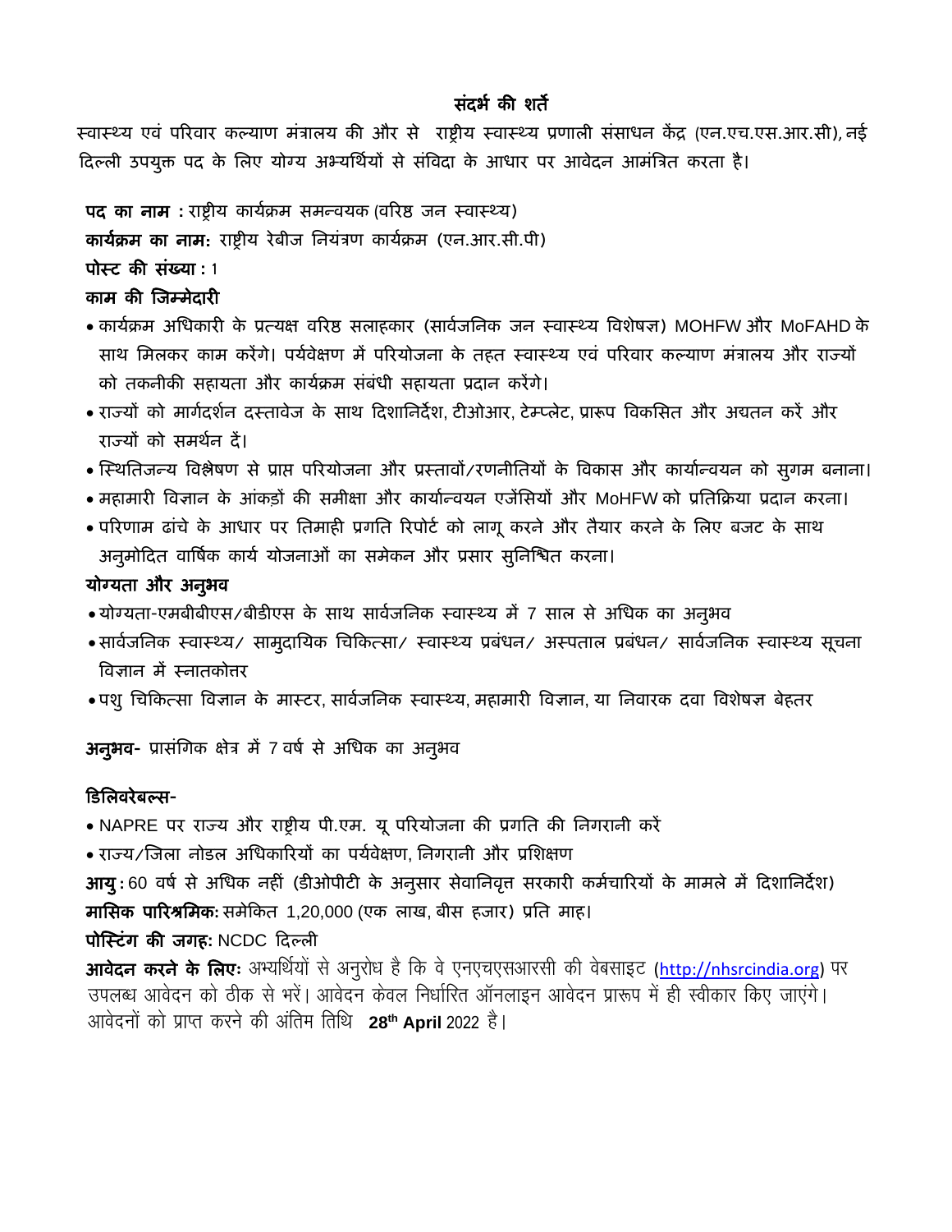## संदर्भ की शर्ते

स्वास्थ्य एवं परिवार कल्याण मंत्रालय की ओर से राष्ट्रीय स्वास्थ्य प्रणाली संसाधन केंद्र (एन.एच.एस.आर.सी), नई दिल्ली उपयुक्त पद के लिए योग्य अभ्यर्थियों से संविदा के आधार पर आवेदन आमंत्रित करता है।

**पद का नाम :** राष्ट्रीय कार्यक्रम समन्वयक (वरिष्ठ जन स्वास्थ्य)

**कार्यक्रम का नाम:** राष्ट्रीय रेबीज नियंत्रण कार्यक्रम (एन.आर.सी.पी)

**पोस्ट की संख्या :** 1

**काम की जिम्मेदारी**

- कार्यक्रम अधिकारी के प्रत्यक्ष वरिष्ठ सलाहकार (सार्वजनिक जन स्वास्थ्य विशेषज्ञ) MOHFW और MoFAHD के साथ मिलकर काम करेंगे। पर्यवेक्षण में परियोजना के तहत स्वास्थ्य एवं परिवार कल्याण मंत्रालय और राज्यों को तकनीकी सहायता और कार्यक्रम संबंधी सहायता प्रदान करेंगे।
- राज्यों को मार्गदर्शन दस्तावेज के साथ दिशानिर्देश, टीओआर, टेम्प्लेट, प्रारूप विकसित और अद्यतन करें और राज्यों को समर्थन दें।
- स्थितिजन्य विश्लेषण से प्राप्त परियोजना और प्रस्तावों/रणनीतियों के विकास और कार्यान्वयन को सुगम बनाना।
- महामारी विज्ञान के आंकड़ों की समीक्षा और कार्यान्वयन एजेंसियों और MoHFW को प्रतिक्रिया प्रदान करना।
- परिणाम ढांचे के आधार पर तिमाही प्रगति रिपोर्ट को लागू करने और तैयार करने के लिए बजट के साथ अनुमोदित वार्षिक कार्य योजनाओं का समेकन और प्रसार सुनिश्चित करना।

**योग्यता और अनुभव**

- योग्यता-एमबीबीएस/बीडीएस के साथ सार्वजनिक स्वास्थ्य में 7 साल से अधिक का अनुभव
- सार्वजनिक स्वास्थ्य/ सामुदायिक चिकित्सा/ स्वास्थ्य प्रबंधन/ अस्पताल प्रबंधन/ सार्वजनिक स्वास्थ्य सूचना विज्ञान में स्नातकोत्तर
- पशु चिकित्सा विज्ञान के मास्टर, सार्वजनिक स्वास्थ्य, महामारी विज्ञान, या निवारक दवा विशेषज्ञ बेहतर

**अनुभव-** प्रासंगिक क्षेत्र में 7 वर्ष से अधिक का अनुभव

**डिलिवरेबल्स-**

- NAPRE पर राज्य और राष्ट्रीय पी.एम. यू परियोजना की प्रगति की निगरानी करें
- राज्य/जिला नोडल अधिकारियों का पर्यवेक्षण, निगरानी और प्रशिक्षण

**आयु :** 60 वर्ष से अधिक नहीं (डीओपीटी के अनुसार सेवानिवृत्त सरकारी कर्मचारियों के मामले में दिशानिर्देश)

**मासिक पारिश्रमिक:** समेकित 1,20,000 (एक लाख, बीस हजार) प्रति माह।

**पोस्टिंग की जगह:** NCDC दिल्ली

**आवेदन करने के लिए:** अभ्यर्थियों से अनुरोध है कि वे एनएचएसआरसी की वेबसाइट (http://nhsrcindia.org) पर उपलब्ध आवेदन को ठीक से भरें। आवेदन केवल निर्धारित ऑनलाइन आवेदन प्रारूप में ही स्वीकार किए जाएंगे। आवेदनों को प्राप्त करने की अंतिम तिथि **28th April** 2022 है।